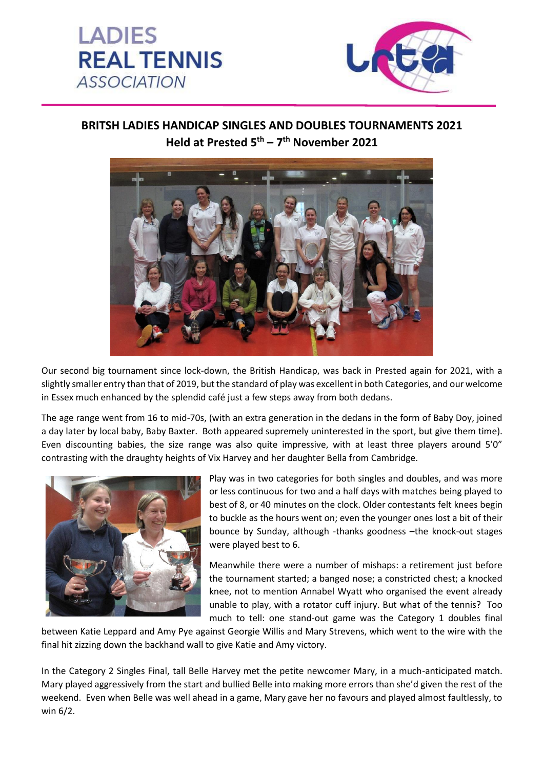# LADIES REAL TENNIS ASSOCIATION

## BRITSH LADIES HANDICAP SINGLES AND DOUBLES TOURNAMENTS 2021

## Held at Prested 5th – 7th November 2021

Our second big tournament since lock-down, the British Handicap, was back in Prested again for 2021, with a slightly smaller entry than that of 2019, but the standard of play was excellent in both Categories, and our welcome in Essex much enhanced by the splendid café just a few steps away from both dedans.

The age range went from 16 to mid-70s, (with an extra generation in the dedans in the form of Baby Doy, joined a day later by local baby, Baby Baxter. Both appeared supremely uninterested in the sport, but give them time). Even discounting babies, the size range was also quite impressive, with at least three players around 5'0" contrasting with the draughty heights of Vix Harvey and her daughter Bella from Cambridge.

Play was in two categories for both singles and doubles, and was more or less continuous for two and a half days with matches being played to best of 8, or 40 minutes on the clock. Older contestants felt knees begin to buckle as the hours went on; even the younger ones lost a bit of their bounce by Sunday, although -thanks goodness –the knock-out stages were played best to 6.

Meanwhile there were a number of mishaps: a retirement just before the tournament started; a banged nose; a constricted chest; a knocked knee, not to mention Annabel Wyatt who organised the event already unable to play, with a rotator cuff injury. But what of the tennis? Too much to tell: one stand-out game was the Category 1 doubles final between Katie Leppard and Amy Pye against Georgie Willis and Mary Strevens, which went to the wire with the final hit zizzing down the backhand wall to give Katie and Amy victory.

In the Category 2 Singles Final, tall Belle Harvey met the petite newcomer Mary, in a much-anticipated match. Mary played aggressively from the start and bullied Belle into making more errors than she'd given the rest of the weekend. Even when Belle was well ahead in a game, Mary gave her no favours and played almost faultlessly, to win 6/2.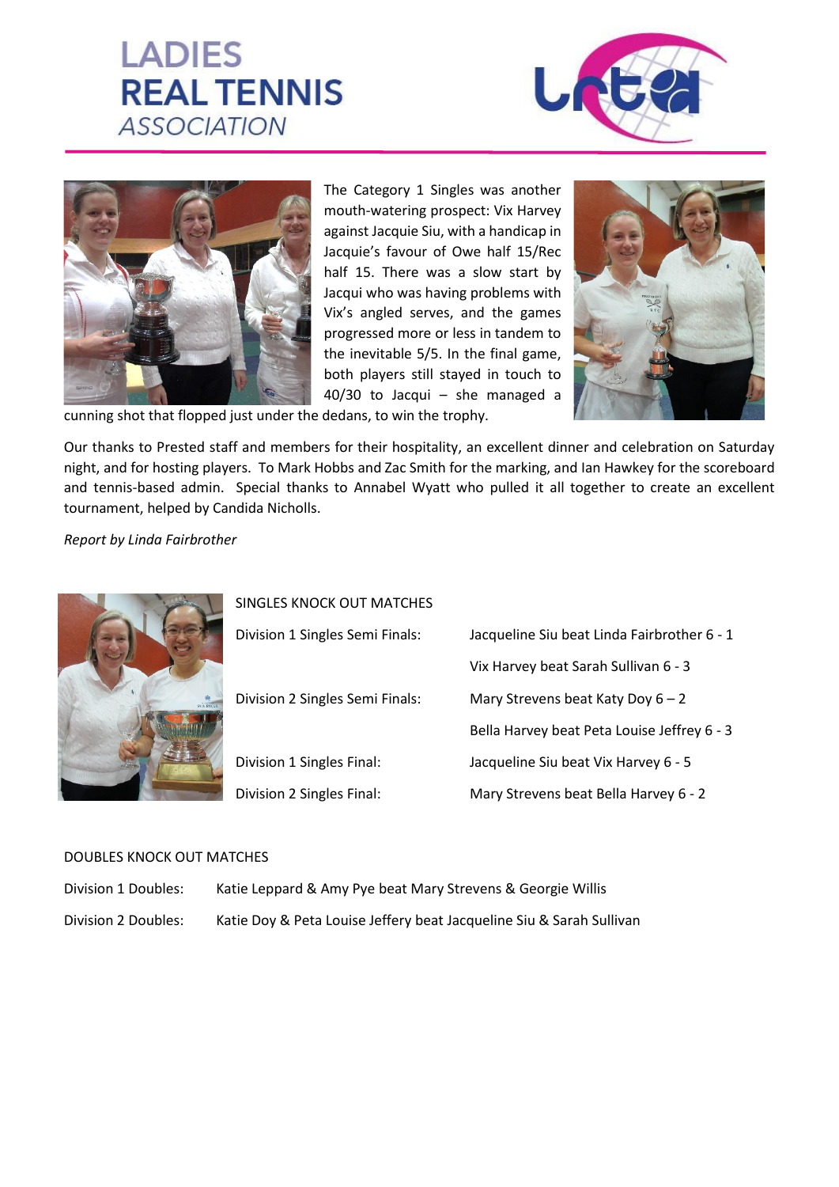# LADIES REAL TENNIS ASSOCIATION

The Category 1 Singles was another mouth-watering prospect: Vix Harvey against Jacquie Siu, with a handicap in Jacquie's favour of Owe half 15/Rec half 15. There was a slow start by Jacqui who was having problems with Vix's angled serves, and the games progressed more or less in tandem to the inevitable 5/5. In the final game, both players still stayed in touch to 40/30 to Jacqui – she managed a cunning shot that flopped just under the dedans, to win the trophy.

Our thanks to Prested staff and members for their hospitality, an excellent dinner and celebration on Saturday night, and for hosting players. To Mark Hobbs and Zac Smith for the marking, and Ian Hawkey for the scoreboard and tennis-based admin. Special thanks to Annabel Wyatt who pulled it all together to create an excellent tournament, helped by Candida Nicholls.

*Report by Linda Fairbrother*

SINGLES KNOCK OUT MATCHES

| | |
|---|---|
| Division 1 Singles Semi Finals: | Jacqueline Siu beat Linda Fairbrother 6 - 1 |
| | Vix Harvey beat Sarah Sullivan 6 - 3 |
| Division 2 Singles Semi Finals: | Mary Strevens beat Katy Doy 6 – 2 |
| | Bella Harvey beat Peta Louise Jeffrey 6 - 3 |
| Division 1 Singles Final: | Jacqueline Siu beat Vix Harvey 6 - 5 |
| Division 2 Singles Final: | Mary Strevens beat Bella Harvey 6 - 2 |

DOUBLES KNOCK OUT MATCHES

| | |
|---|---|
| Division 1 Doubles: | Katie Leppard & Amy Pye beat Mary Strevens & Georgie Willis |
| Division 2 Doubles: | Katie Doy & Peta Louise Jeffery beat Jacqueline Siu & Sarah Sullivan |